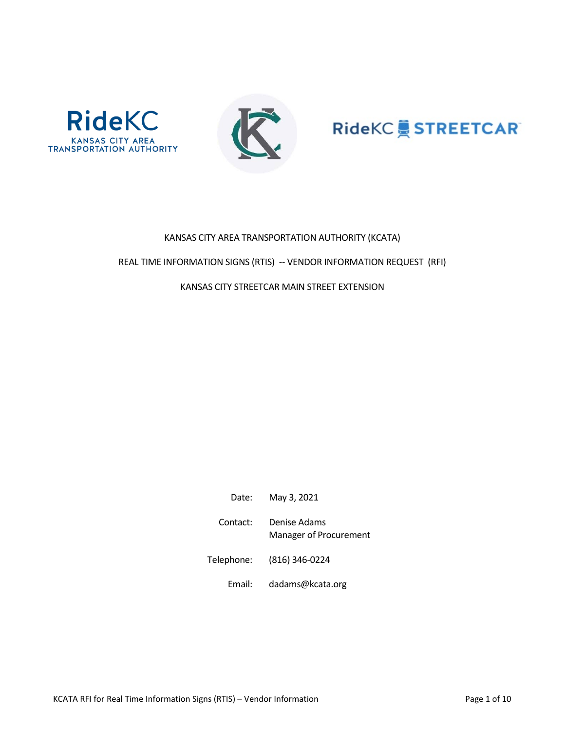KANSAS CITY AREA TRANSPORTATION AUTHORITY (KCATA)

REAL TIME INFORMATION SIGNS (RTIS) -- VENDOR INFORMATION REQUEST (RFI)

KANSAS CITY STREETCAR MAIN STREET EXTENSION

Date: May 3, 2021

Contact: Denise Adams
Manager of Procurement

Telephone: (816) 346-0224

Email: dadams@kcata.org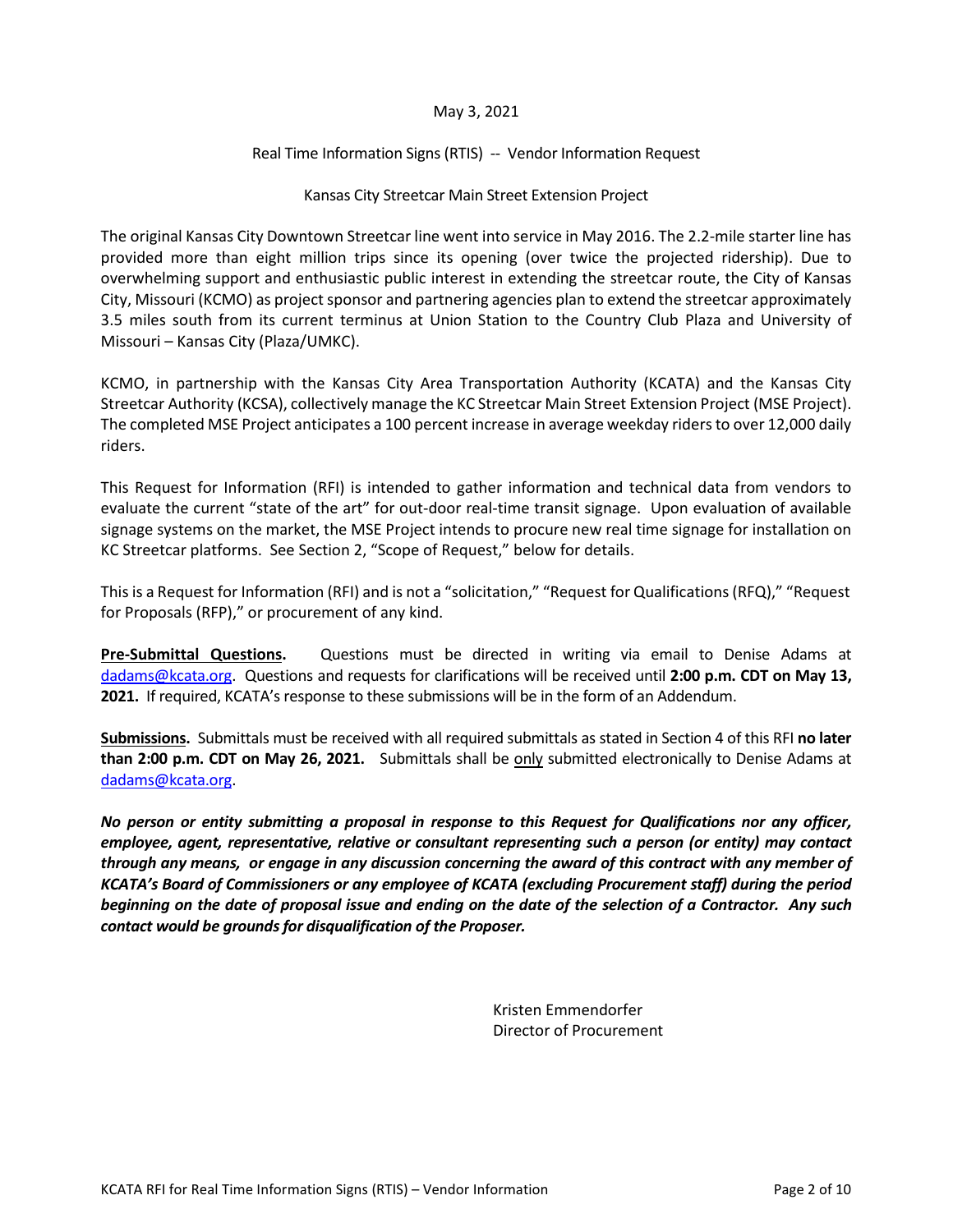May 3, 2021

Real Time Information Signs (RTIS) -- Vendor Information Request

Kansas City Streetcar Main Street Extension Project

The original Kansas City Downtown Streetcar line went into service in May 2016. The 2.2-mile starter line has provided more than eight million trips since its opening (over twice the projected ridership). Due to overwhelming support and enthusiastic public interest in extending the streetcar route, the City of Kansas City, Missouri (KCMO) as project sponsor and partnering agencies plan to extend the streetcar approximately 3.5 miles south from its current terminus at Union Station to the Country Club Plaza and University of Missouri – Kansas City (Plaza/UMKC).

KCMO, in partnership with the Kansas City Area Transportation Authority (KCATA) and the Kansas City Streetcar Authority (KCSA), collectively manage the KC Streetcar Main Street Extension Project (MSE Project). The completed MSE Project anticipates a 100 percent increase in average weekday riders to over 12,000 daily riders.

This Request for Information (RFI) is intended to gather information and technical data from vendors to evaluate the current "state of the art" for out-door real-time transit signage. Upon evaluation of available signage systems on the market, the MSE Project intends to procure new real time signage for installation on KC Streetcar platforms. See Section 2, "Scope of Request," below for details.

This is a Request for Information (RFI) and is not a "solicitation," "Request for Qualifications (RFQ)," "Request for Proposals (RFP)," or procurement of any kind.

**Pre-Submittal Questions.** Questions must be directed in writing via email to Denise Adams at dadams@kcata.org. Questions and requests for clarifications will be received until **2:00 p.m. CDT on May 13, 2021.** If required, KCATA's response to these submissions will be in the form of an Addendum.

**Submissions.** Submittals must be received with all required submittals as stated in Section 4 of this RFI **no later than 2:00 p.m. CDT on May 26, 2021.** Submittals shall be only submitted electronically to Denise Adams at dadams@kcata.org.

***No person or entity submitting a proposal in response to this Request for Qualifications nor any officer, employee, agent, representative, relative or consultant representing such a person (or entity) may contact through any means, or engage in any discussion concerning the award of this contract with any member of KCATA's Board of Commissioners or any employee of KCATA (excluding Procurement staff) during the period beginning on the date of proposal issue and ending on the date of the selection of a Contractor. Any such contact would be grounds for disqualification of the Proposer.***

Kristen Emmendorfer
Director of Procurement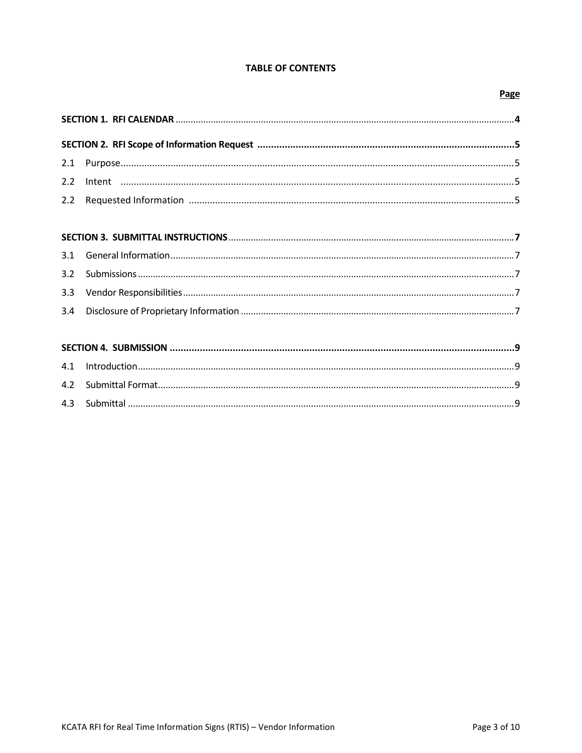**TABLE OF CONTENTS**

| | Page |
|---|---|
| **SECTION 1. RFI CALENDAR** | **4** |
| **SECTION 2. RFI Scope of Information Request** | **5** |
| 2.1 Purpose | 5 |
| 2.2 Intent | 5 |
| 2.2 Requested Information | 5 |
| **SECTION 3. SUBMITTAL INSTRUCTIONS** | **7** |
| 3.1 General Information | 7 |
| 3.2 Submissions | 7 |
| 3.3 Vendor Responsibilities | 7 |
| 3.4 Disclosure of Proprietary Information | 7 |
| **SECTION 4. SUBMISSION** | **9** |
| 4.1 Introduction | 9 |
| 4.2 Submittal Format | 9 |
| 4.3 Submittal | 9 |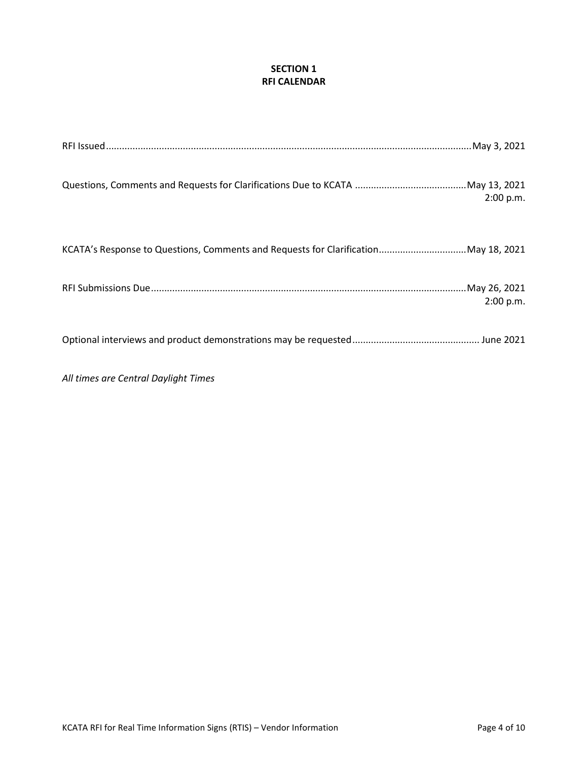# SECTION 1
# RFI CALENDAR

| Event | Date |
| --- | --- |
| RFI Issued | May 3, 2021 |
| Questions, Comments and Requests for Clarifications Due to KCATA | May 13, 2021 2:00 p.m. |
| KCATA's Response to Questions, Comments and Requests for Clarification | May 18, 2021 |
| RFI Submissions Due | May 26, 2021 2:00 p.m. |
| Optional interviews and product demonstrations may be requested | June 2021 |

*All times are Central Daylight Times*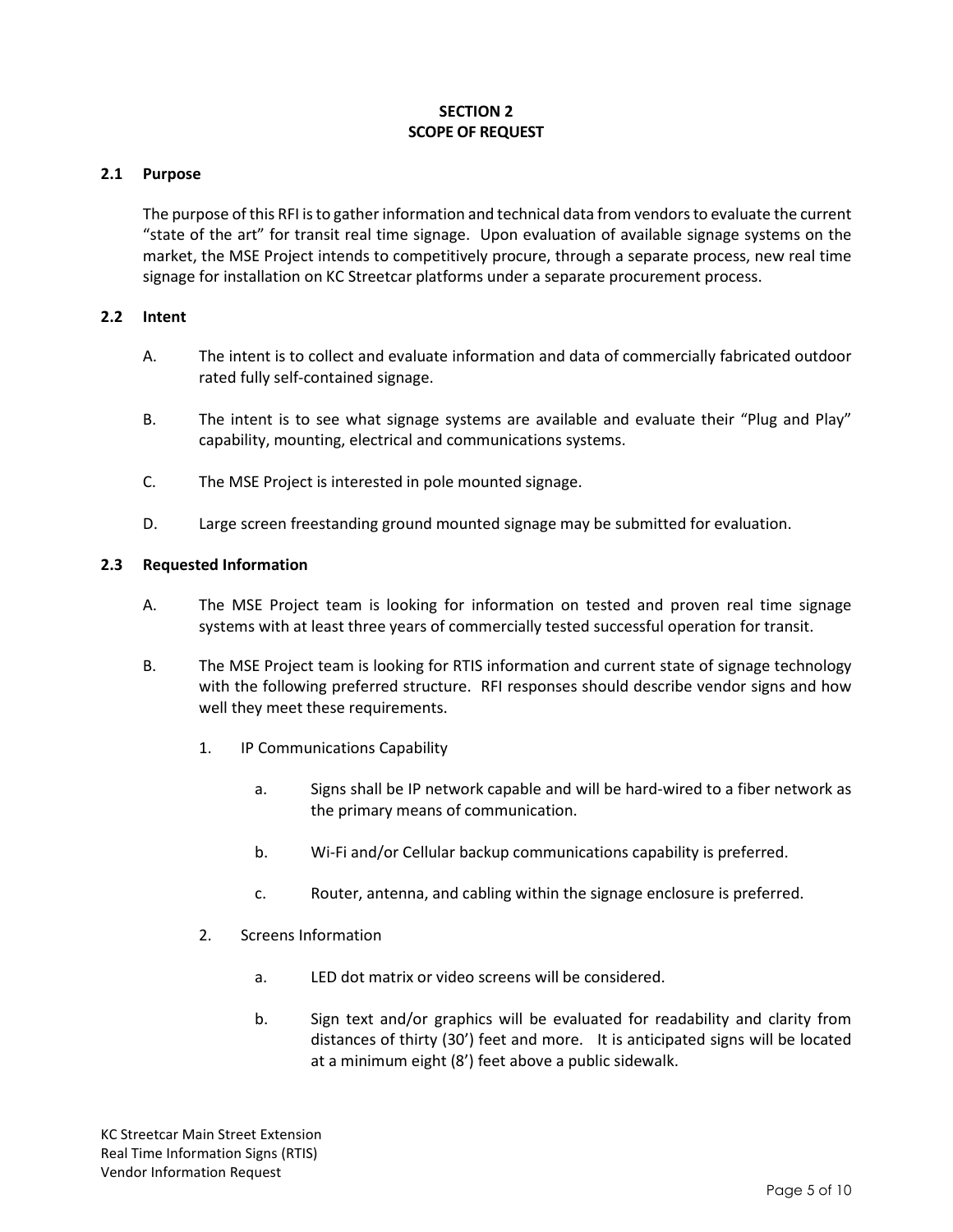# SECTION 2
# SCOPE OF REQUEST

## 2.1 Purpose

The purpose of this RFI is to gather information and technical data from vendors to evaluate the current "state of the art" for transit real time signage. Upon evaluation of available signage systems on the market, the MSE Project intends to competitively procure, through a separate process, new real time signage for installation on KC Streetcar platforms under a separate procurement process.

## 2.2 Intent

A. The intent is to collect and evaluate information and data of commercially fabricated outdoor rated fully self-contained signage.

B. The intent is to see what signage systems are available and evaluate their "Plug and Play" capability, mounting, electrical and communications systems.

C. The MSE Project is interested in pole mounted signage.

D. Large screen freestanding ground mounted signage may be submitted for evaluation.

## 2.3 Requested Information

A. The MSE Project team is looking for information on tested and proven real time signage systems with at least three years of commercially tested successful operation for transit.

B. The MSE Project team is looking for RTIS information and current state of signage technology with the following preferred structure. RFI responses should describe vendor signs and how well they meet these requirements.

1. IP Communications Capability

    a. Signs shall be IP network capable and will be hard-wired to a fiber network as the primary means of communication.

    b. Wi-Fi and/or Cellular backup communications capability is preferred.

    c. Router, antenna, and cabling within the signage enclosure is preferred.

2. Screens Information

    a. LED dot matrix or video screens will be considered.

    b. Sign text and/or graphics will be evaluated for readability and clarity from distances of thirty (30') feet and more. It is anticipated signs will be located at a minimum eight (8') feet above a public sidewalk.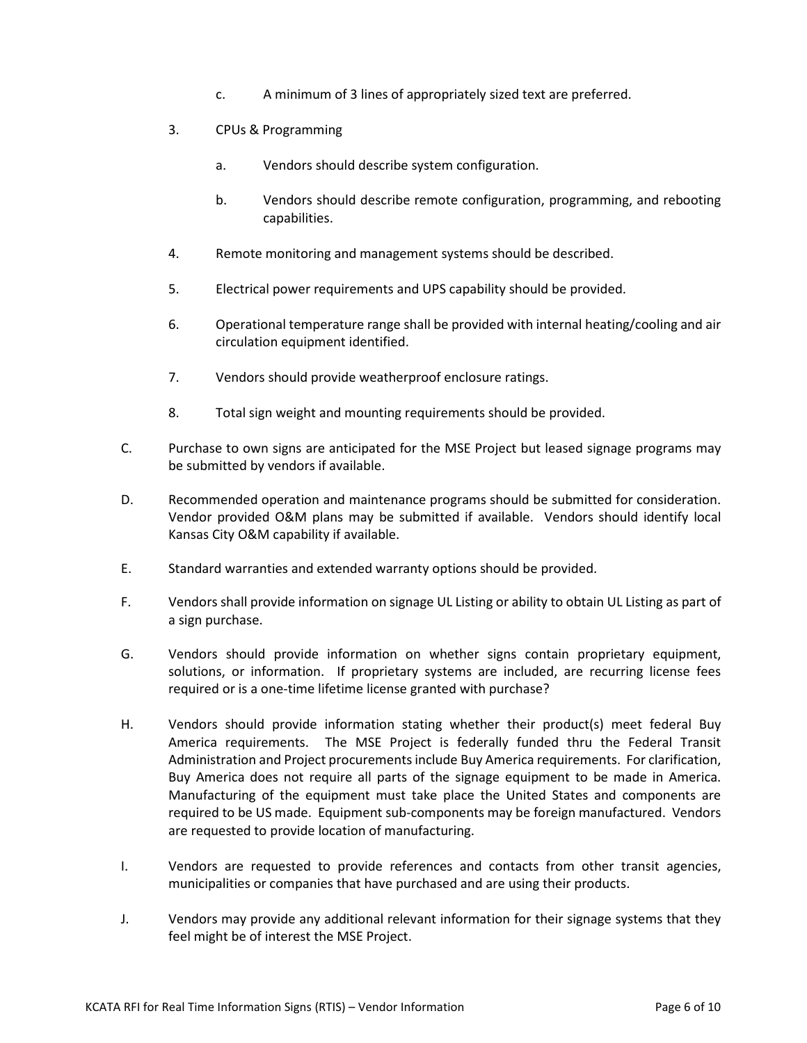c. A minimum of 3 lines of appropriately sized text are preferred.

3. CPUs & Programming

   a. Vendors should describe system configuration.

   b. Vendors should describe remote configuration, programming, and rebooting capabilities.

4. Remote monitoring and management systems should be described.

5. Electrical power requirements and UPS capability should be provided.

6. Operational temperature range shall be provided with internal heating/cooling and air circulation equipment identified.

7. Vendors should provide weatherproof enclosure ratings.

8. Total sign weight and mounting requirements should be provided.

C. Purchase to own signs are anticipated for the MSE Project but leased signage programs may be submitted by vendors if available.

D. Recommended operation and maintenance programs should be submitted for consideration. Vendor provided O&M plans may be submitted if available. Vendors should identify local Kansas City O&M capability if available.

E. Standard warranties and extended warranty options should be provided.

F. Vendors shall provide information on signage UL Listing or ability to obtain UL Listing as part of a sign purchase.

G. Vendors should provide information on whether signs contain proprietary equipment, solutions, or information. If proprietary systems are included, are recurring license fees required or is a one-time lifetime license granted with purchase?

H. Vendors should provide information stating whether their product(s) meet federal Buy America requirements. The MSE Project is federally funded thru the Federal Transit Administration and Project procurements include Buy America requirements. For clarification, Buy America does not require all parts of the signage equipment to be made in America. Manufacturing of the equipment must take place the United States and components are required to be US made. Equipment sub-components may be foreign manufactured. Vendors are requested to provide location of manufacturing.

I. Vendors are requested to provide references and contacts from other transit agencies, municipalities or companies that have purchased and are using their products.

J. Vendors may provide any additional relevant information for their signage systems that they feel might be of interest the MSE Project.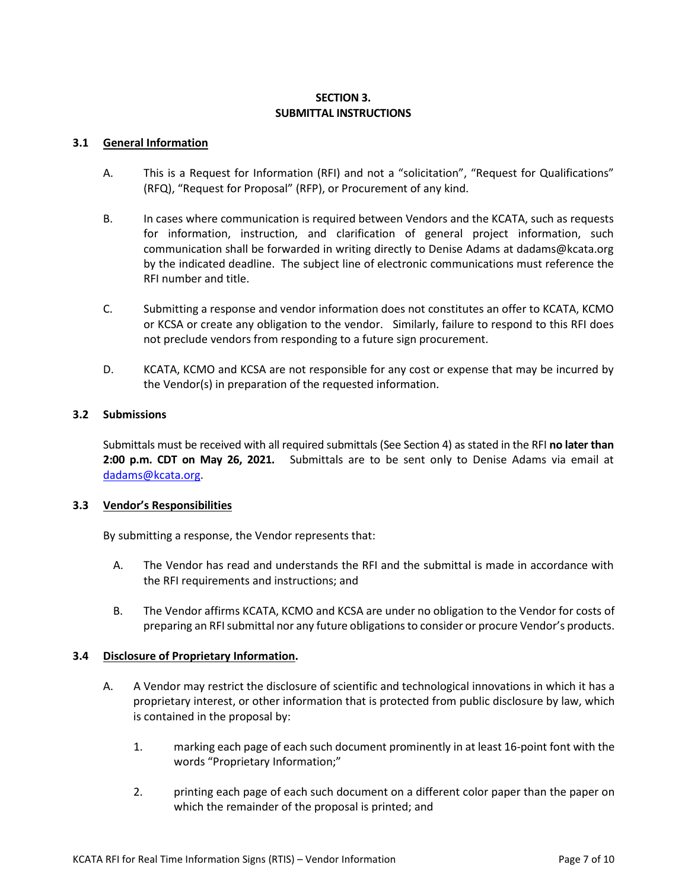## SECTION 3.
## SUBMITTAL INSTRUCTIONS

### 3.1 General Information

A. This is a Request for Information (RFI) and not a "solicitation", "Request for Qualifications" (RFQ), "Request for Proposal" (RFP), or Procurement of any kind.

B. In cases where communication is required between Vendors and the KCATA, such as requests for information, instruction, and clarification of general project information, such communication shall be forwarded in writing directly to Denise Adams at dadams@kcata.org by the indicated deadline. The subject line of electronic communications must reference the RFI number and title.

C. Submitting a response and vendor information does not constitutes an offer to KCATA, KCMO or KCSA or create any obligation to the vendor. Similarly, failure to respond to this RFI does not preclude vendors from responding to a future sign procurement.

D. KCATA, KCMO and KCSA are not responsible for any cost or expense that may be incurred by the Vendor(s) in preparation of the requested information.

### 3.2 Submissions

Submittals must be received with all required submittals (See Section 4) as stated in the RFI **no later than 2:00 p.m. CDT on May 26, 2021.** Submittals are to be sent only to Denise Adams via email at dadams@kcata.org.

### 3.3 Vendor's Responsibilities

By submitting a response, the Vendor represents that:

A. The Vendor has read and understands the RFI and the submittal is made in accordance with the RFI requirements and instructions; and

B. The Vendor affirms KCATA, KCMO and KCSA are under no obligation to the Vendor for costs of preparing an RFI submittal nor any future obligations to consider or procure Vendor's products.

### 3.4 Disclosure of Proprietary Information.

A. A Vendor may restrict the disclosure of scientific and technological innovations in which it has a proprietary interest, or other information that is protected from public disclosure by law, which is contained in the proposal by:

1. marking each page of each such document prominently in at least 16-point font with the words "Proprietary Information;"

2. printing each page of each such document on a different color paper than the paper on which the remainder of the proposal is printed; and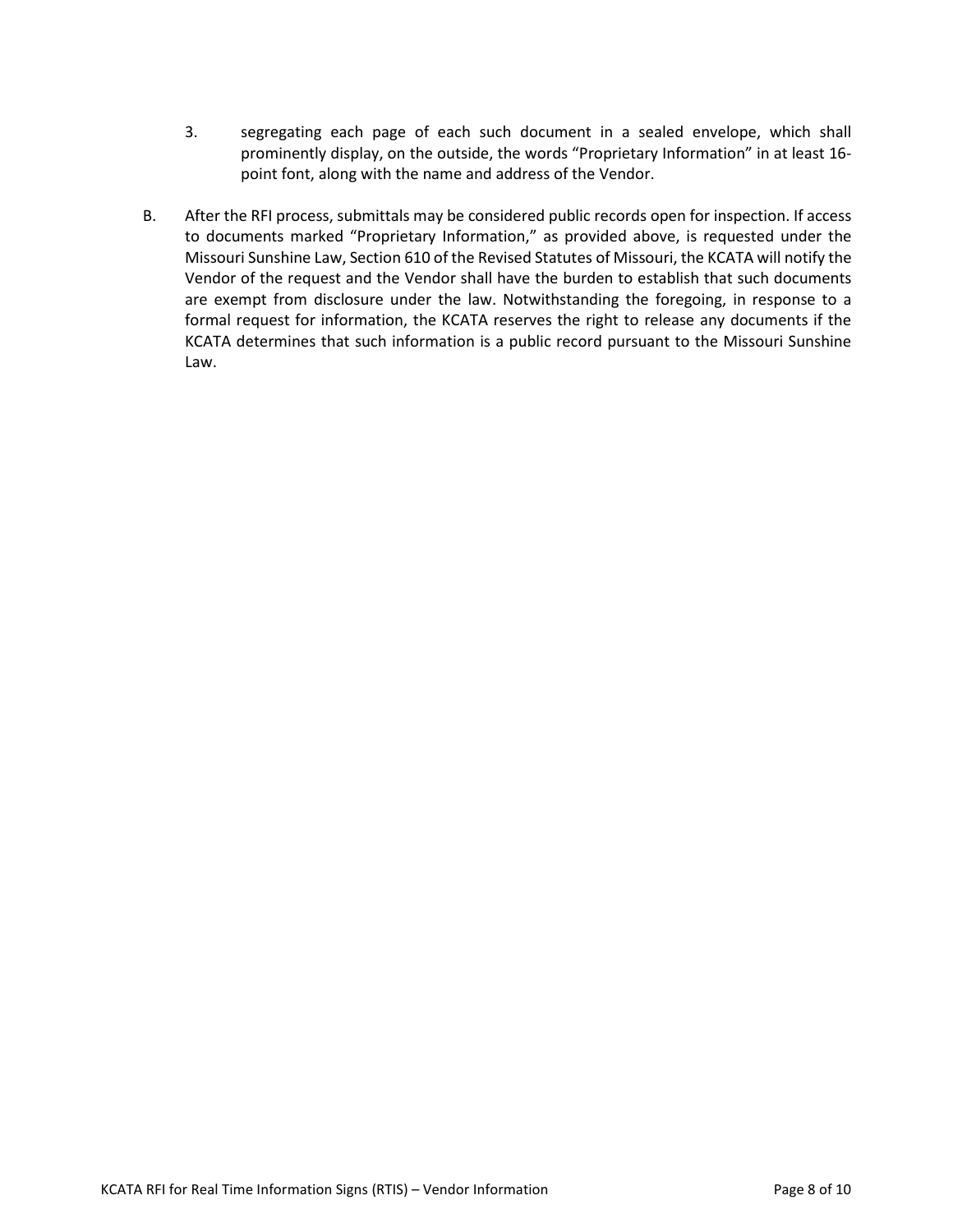3. segregating each page of each such document in a sealed envelope, which shall prominently display, on the outside, the words "Proprietary Information" in at least 16-point font, along with the name and address of the Vendor.

B. After the RFI process, submittals may be considered public records open for inspection. If access to documents marked "Proprietary Information," as provided above, is requested under the Missouri Sunshine Law, Section 610 of the Revised Statutes of Missouri, the KCATA will notify the Vendor of the request and the Vendor shall have the burden to establish that such documents are exempt from disclosure under the law. Notwithstanding the foregoing, in response to a formal request for information, the KCATA reserves the right to release any documents if the KCATA determines that such information is a public record pursuant to the Missouri Sunshine Law.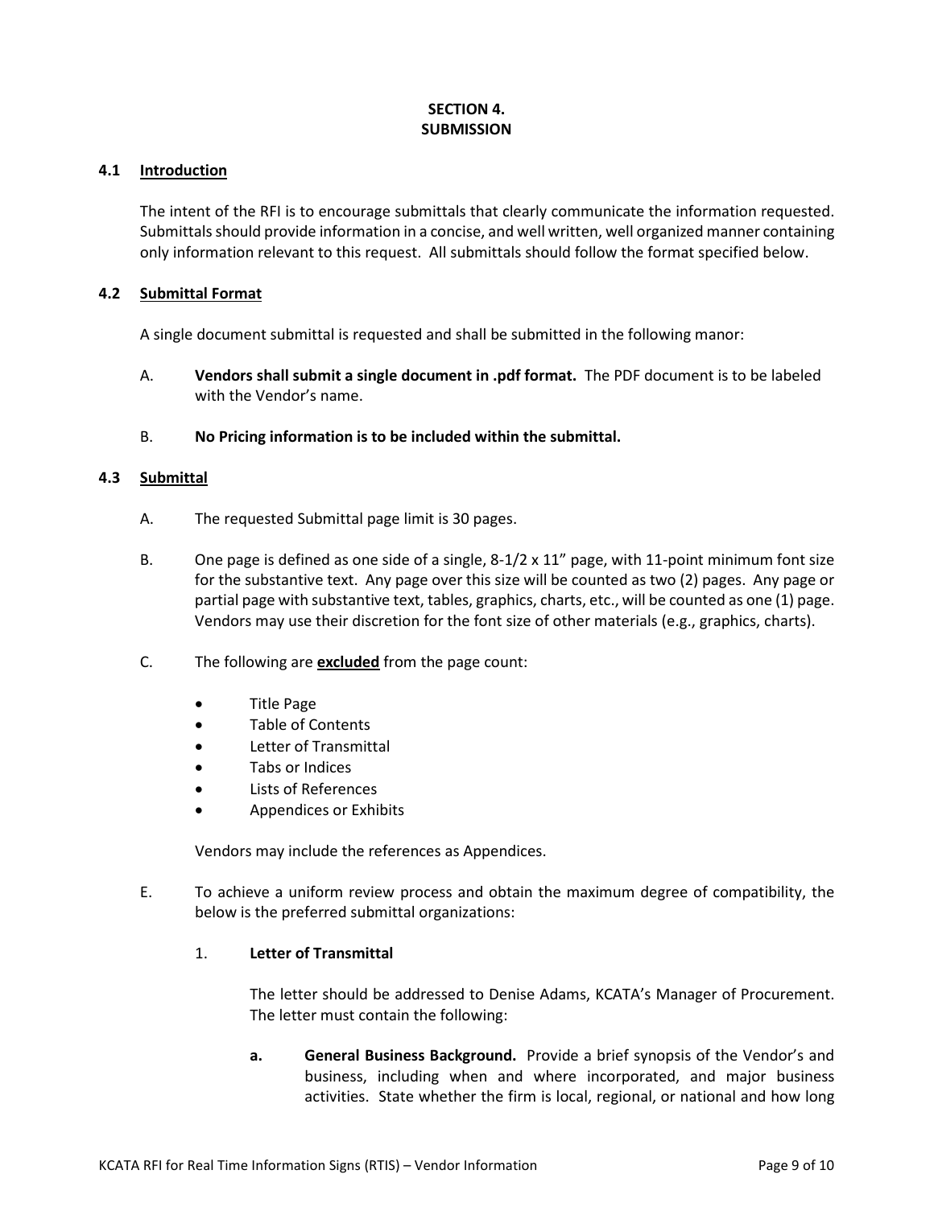# SECTION 4.
# SUBMISSION

## 4.1 Introduction

The intent of the RFI is to encourage submittals that clearly communicate the information requested. Submittals should provide information in a concise, and well written, well organized manner containing only information relevant to this request. All submittals should follow the format specified below.

## 4.2 Submittal Format

A single document submittal is requested and shall be submitted in the following manor:

A. **Vendors shall submit a single document in .pdf format.** The PDF document is to be labeled with the Vendor's name.

B. **No Pricing information is to be included within the submittal.**

## 4.3 Submittal

A. The requested Submittal page limit is 30 pages.

B. One page is defined as one side of a single, 8-1/2 x 11" page, with 11-point minimum font size for the substantive text. Any page over this size will be counted as two (2) pages. Any page or partial page with substantive text, tables, graphics, charts, etc., will be counted as one (1) page. Vendors may use their discretion for the font size of other materials (e.g., graphics, charts).

C. The following are **excluded** from the page count:

- Title Page
- Table of Contents
- Letter of Transmittal
- Tabs or Indices
- Lists of References
- Appendices or Exhibits

Vendors may include the references as Appendices.

E. To achieve a uniform review process and obtain the maximum degree of compatibility, the below is the preferred submittal organizations:

1. **Letter of Transmittal**

   The letter should be addressed to Denise Adams, KCATA's Manager of Procurement. The letter must contain the following:

   **a. General Business Background.** Provide a brief synopsis of the Vendor's and business, including when and where incorporated, and major business activities. State whether the firm is local, regional, or national and how long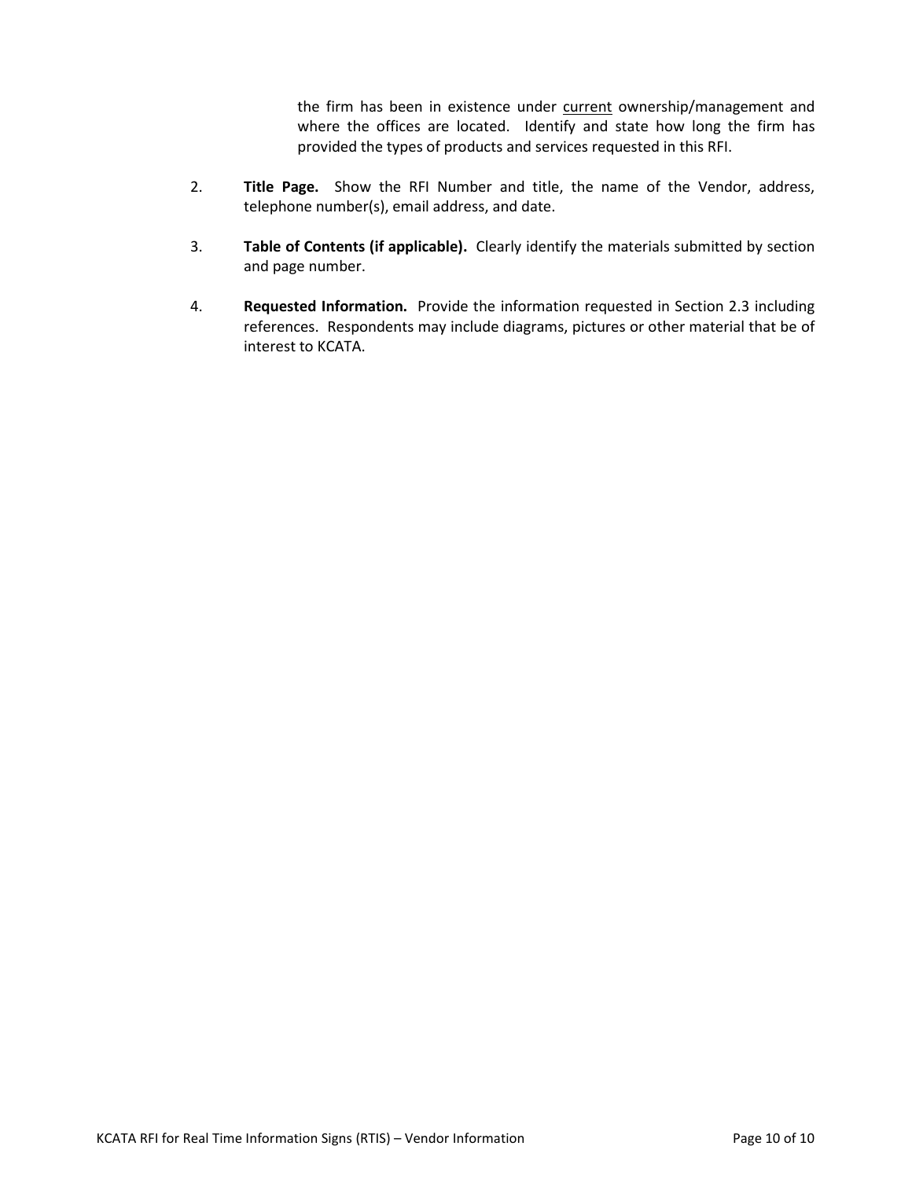the firm has been in existence under current ownership/management and where the offices are located. Identify and state how long the firm has provided the types of products and services requested in this RFI.

2. **Title Page.** Show the RFI Number and title, the name of the Vendor, address, telephone number(s), email address, and date.

3. **Table of Contents (if applicable).** Clearly identify the materials submitted by section and page number.

4. **Requested Information.** Provide the information requested in Section 2.3 including references. Respondents may include diagrams, pictures or other material that be of interest to KCATA.